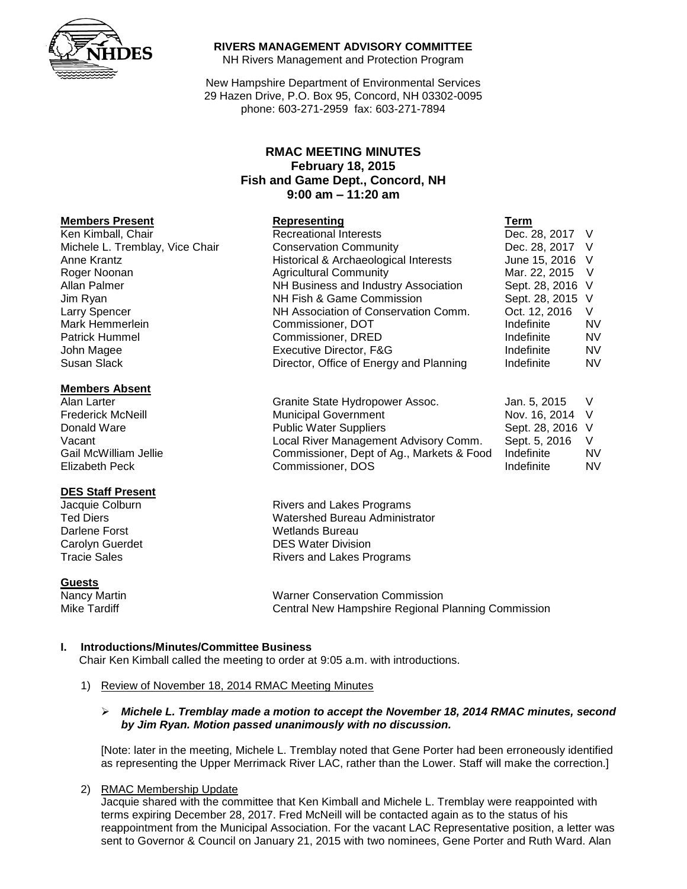**RIVERS MANAGEMENT ADVISORY COMMITTEE**
NH Rivers Management and Protection Program

New Hampshire Department of Environmental Services
29 Hazen Drive, P.O. Box 95, Concord, NH 03302-0095
phone: 603-271-2959 fax: 603-271-7894

# RMAC MEETING MINUTES
## February 18, 2015
## Fish and Game Dept., Concord, NH
## 9:00 am – 11:20 am

| **Members Present** | **Representing** | **Term** | |
|---|---|---|---|
| Ken Kimball, Chair | Recreational Interests | Dec. 28, 2017 | V |
| Michele L. Tremblay, Vice Chair | Conservation Community | Dec. 28, 2017 | V |
| Anne Krantz | Historical & Archaeological Interests | June 15, 2016 | V |
| Roger Noonan | Agricultural Community | Mar. 22, 2015 | V |
| Allan Palmer | NH Business and Industry Association | Sept. 28, 2016 | V |
| Jim Ryan | NH Fish & Game Commission | Sept. 28, 2015 | V |
| Larry Spencer | NH Association of Conservation Comm. | Oct. 12, 2016 | V |
| Mark Hemmerlein | Commissioner, DOT | Indefinite | NV |
| Patrick Hummel | Commissioner, DRED | Indefinite | NV |
| John Magee | Executive Director, F&G | Indefinite | NV |
| Susan Slack | Director, Office of Energy and Planning | Indefinite | NV |

| **Members Absent** | | | |
|---|---|---|---|
| Alan Larter | Granite State Hydropower Assoc. | Jan. 5, 2015 | V |
| Frederick McNeill | Municipal Government | Nov. 16, 2014 | V |
| Donald Ware | Public Water Suppliers | Sept. 28, 2016 | V |
| Vacant | Local River Management Advisory Comm. | Sept. 5, 2016 | V |
| Gail McWilliam Jellie | Commissioner, Dept of Ag., Markets & Food | Indefinite | NV |
| Elizabeth Peck | Commissioner, DOS | Indefinite | NV |

| **DES Staff Present** | |
|---|---|
| Jacquie Colburn | Rivers and Lakes Programs |
| Ted Diers | Watershed Bureau Administrator |
| Darlene Forst | Wetlands Bureau |
| Carolyn Guerdet | DES Water Division |
| Tracie Sales | Rivers and Lakes Programs |

| **Guests** | |
|---|---|
| Nancy Martin | Warner Conservation Commission |
| Mike Tardiff | Central New Hampshire Regional Planning Commission |

## I. Introductions/Minutes/Committee Business

Chair Ken Kimball called the meeting to order at 9:05 a.m. with introductions.

1) Review of November 18, 2014 RMAC Meeting Minutes

   - ***Michele L. Tremblay made a motion to accept the November 18, 2014 RMAC minutes, second by Jim Ryan. Motion passed unanimously with no discussion.***

   [Note: later in the meeting, Michele L. Tremblay noted that Gene Porter had been erroneously identified as representing the Upper Merrimack River LAC, rather than the Lower. Staff will make the correction.]

2) RMAC Membership Update

   Jacquie shared with the committee that Ken Kimball and Michele L. Tremblay were reappointed with terms expiring December 28, 2017. Fred McNeill will be contacted again as to the status of his reappointment from the Municipal Association. For the vacant LAC Representative position, a letter was sent to Governor & Council on January 21, 2015 with two nominees, Gene Porter and Ruth Ward. Alan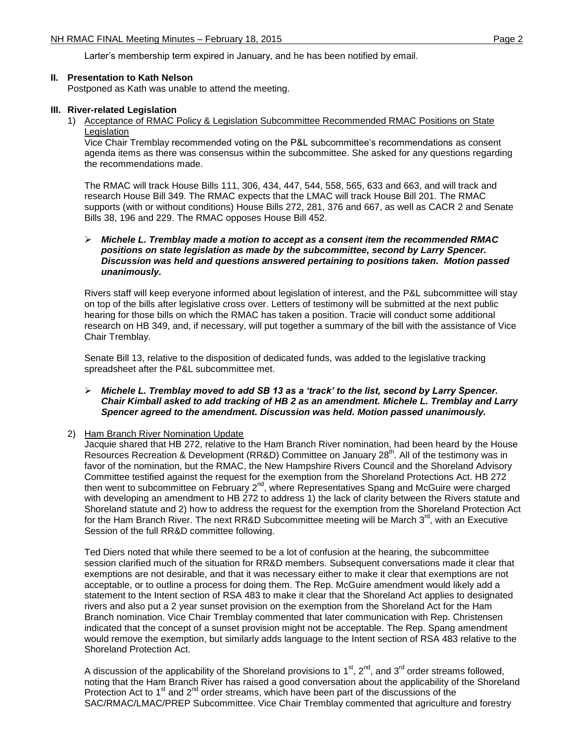Larter's membership term expired in January, and he has been notified by email.

## II. Presentation to Kath Nelson

Postponed as Kath was unable to attend the meeting.

## III. River-related Legislation

1) Acceptance of RMAC Policy & Legislation Subcommittee Recommended RMAC Positions on State Legislation

Vice Chair Tremblay recommended voting on the P&L subcommittee's recommendations as consent agenda items as there was consensus within the subcommittee. She asked for any questions regarding the recommendations made.

The RMAC will track House Bills 111, 306, 434, 447, 544, 558, 565, 633 and 663, and will track and research House Bill 349. The RMAC expects that the LMAC will track House Bill 201. The RMAC supports (with or without conditions) House Bills 272, 281, 376 and 667, as well as CACR 2 and Senate Bills 38, 196 and 229. The RMAC opposes House Bill 452.

- ***Michele L. Tremblay made a motion to accept as a consent item the recommended RMAC positions on state legislation as made by the subcommittee, second by Larry Spencer. Discussion was held and questions answered pertaining to positions taken. Motion passed unanimously.***

Rivers staff will keep everyone informed about legislation of interest, and the P&L subcommittee will stay on top of the bills after legislative cross over. Letters of testimony will be submitted at the next public hearing for those bills on which the RMAC has taken a position. Tracie will conduct some additional research on HB 349, and, if necessary, will put together a summary of the bill with the assistance of Vice Chair Tremblay.

Senate Bill 13, relative to the disposition of dedicated funds, was added to the legislative tracking spreadsheet after the P&L subcommittee met.

- ***Michele L. Tremblay moved to add SB 13 as a 'track' to the list, second by Larry Spencer. Chair Kimball asked to add tracking of HB 2 as an amendment. Michele L. Tremblay and Larry Spencer agreed to the amendment. Discussion was held. Motion passed unanimously.***

2) Ham Branch River Nomination Update

Jacquie shared that HB 272, relative to the Ham Branch River nomination, had been heard by the House Resources Recreation & Development (RR&D) Committee on January 28th. All of the testimony was in favor of the nomination, but the RMAC, the New Hampshire Rivers Council and the Shoreland Advisory Committee testified against the request for the exemption from the Shoreland Protections Act. HB 272 then went to subcommittee on February 2nd, where Representatives Spang and McGuire were charged with developing an amendment to HB 272 to address 1) the lack of clarity between the Rivers statute and Shoreland statute and 2) how to address the request for the exemption from the Shoreland Protection Act for the Ham Branch River. The next RR&D Subcommittee meeting will be March 3rd, with an Executive Session of the full RR&D committee following.

Ted Diers noted that while there seemed to be a lot of confusion at the hearing, the subcommittee session clarified much of the situation for RR&D members. Subsequent conversations made it clear that exemptions are not desirable, and that it was necessary either to make it clear that exemptions are not acceptable, or to outline a process for doing them. The Rep. McGuire amendment would likely add a statement to the Intent section of RSA 483 to make it clear that the Shoreland Act applies to designated rivers and also put a 2 year sunset provision on the exemption from the Shoreland Act for the Ham Branch nomination. Vice Chair Tremblay commented that later communication with Rep. Christensen indicated that the concept of a sunset provision might not be acceptable. The Rep. Spang amendment would remove the exemption, but similarly adds language to the Intent section of RSA 483 relative to the Shoreland Protection Act.

A discussion of the applicability of the Shoreland provisions to 1st, 2nd, and 3rd order streams followed, noting that the Ham Branch River has raised a good conversation about the applicability of the Shoreland Protection Act to 1st and 2nd order streams, which have been part of the discussions of the SAC/RMAC/LMAC/PREP Subcommittee. Vice Chair Tremblay commented that agriculture and forestry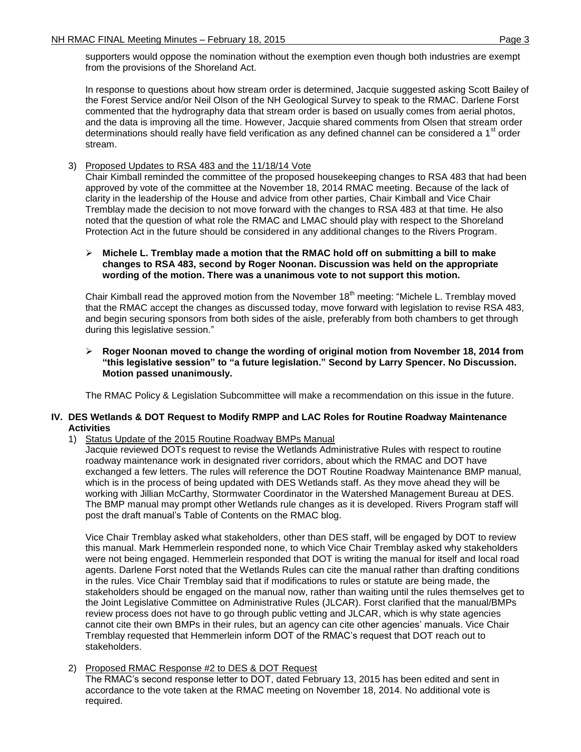supporters would oppose the nomination without the exemption even though both industries are exempt from the provisions of the Shoreland Act.

In response to questions about how stream order is determined, Jacquie suggested asking Scott Bailey of the Forest Service and/or Neil Olson of the NH Geological Survey to speak to the RMAC. Darlene Forst commented that the hydrography data that stream order is based on usually comes from aerial photos, and the data is improving all the time. However, Jacquie shared comments from Olsen that stream order determinations should really have field verification as any defined channel can be considered a 1st order stream.

3) Proposed Updates to RSA 483 and the 11/18/14 Vote

Chair Kimball reminded the committee of the proposed housekeeping changes to RSA 483 that had been approved by vote of the committee at the November 18, 2014 RMAC meeting. Because of the lack of clarity in the leadership of the House and advice from other parties, Chair Kimball and Vice Chair Tremblay made the decision to not move forward with the changes to RSA 483 at that time. He also noted that the question of what role the RMAC and LMAC should play with respect to the Shoreland Protection Act in the future should be considered in any additional changes to the Rivers Program.

- **Michele L. Tremblay made a motion that the RMAC hold off on submitting a bill to make changes to RSA 483, second by Roger Noonan. Discussion was held on the appropriate wording of the motion. There was a unanimous vote to not support this motion.**

Chair Kimball read the approved motion from the November 18th meeting: "Michele L. Tremblay moved that the RMAC accept the changes as discussed today, move forward with legislation to revise RSA 483, and begin securing sponsors from both sides of the aisle, preferably from both chambers to get through during this legislative session."

- **Roger Noonan moved to change the wording of original motion from November 18, 2014 from "this legislative session" to "a future legislation." Second by Larry Spencer. No Discussion. Motion passed unanimously.**

The RMAC Policy & Legislation Subcommittee will make a recommendation on this issue in the future.

## IV. DES Wetlands & DOT Request to Modify RMPP and LAC Roles for Routine Roadway Maintenance Activities

1) Status Update of the 2015 Routine Roadway BMPs Manual

Jacquie reviewed DOTs request to revise the Wetlands Administrative Rules with respect to routine roadway maintenance work in designated river corridors, about which the RMAC and DOT have exchanged a few letters. The rules will reference the DOT Routine Roadway Maintenance BMP manual, which is in the process of being updated with DES Wetlands staff. As they move ahead they will be working with Jillian McCarthy, Stormwater Coordinator in the Watershed Management Bureau at DES. The BMP manual may prompt other Wetlands rule changes as it is developed. Rivers Program staff will post the draft manual's Table of Contents on the RMAC blog.

Vice Chair Tremblay asked what stakeholders, other than DES staff, will be engaged by DOT to review this manual. Mark Hemmerlein responded none, to which Vice Chair Tremblay asked why stakeholders were not being engaged. Hemmerlein responded that DOT is writing the manual for itself and local road agents. Darlene Forst noted that the Wetlands Rules can cite the manual rather than drafting conditions in the rules. Vice Chair Tremblay said that if modifications to rules or statute are being made, the stakeholders should be engaged on the manual now, rather than waiting until the rules themselves get to the Joint Legislative Committee on Administrative Rules (JLCAR). Forst clarified that the manual/BMPs review process does not have to go through public vetting and JLCAR, which is why state agencies cannot cite their own BMPs in their rules, but an agency can cite other agencies' manuals. Vice Chair Tremblay requested that Hemmerlein inform DOT of the RMAC's request that DOT reach out to stakeholders.

2) Proposed RMAC Response #2 to DES & DOT Request

The RMAC's second response letter to DOT, dated February 13, 2015 has been edited and sent in accordance to the vote taken at the RMAC meeting on November 18, 2014. No additional vote is required.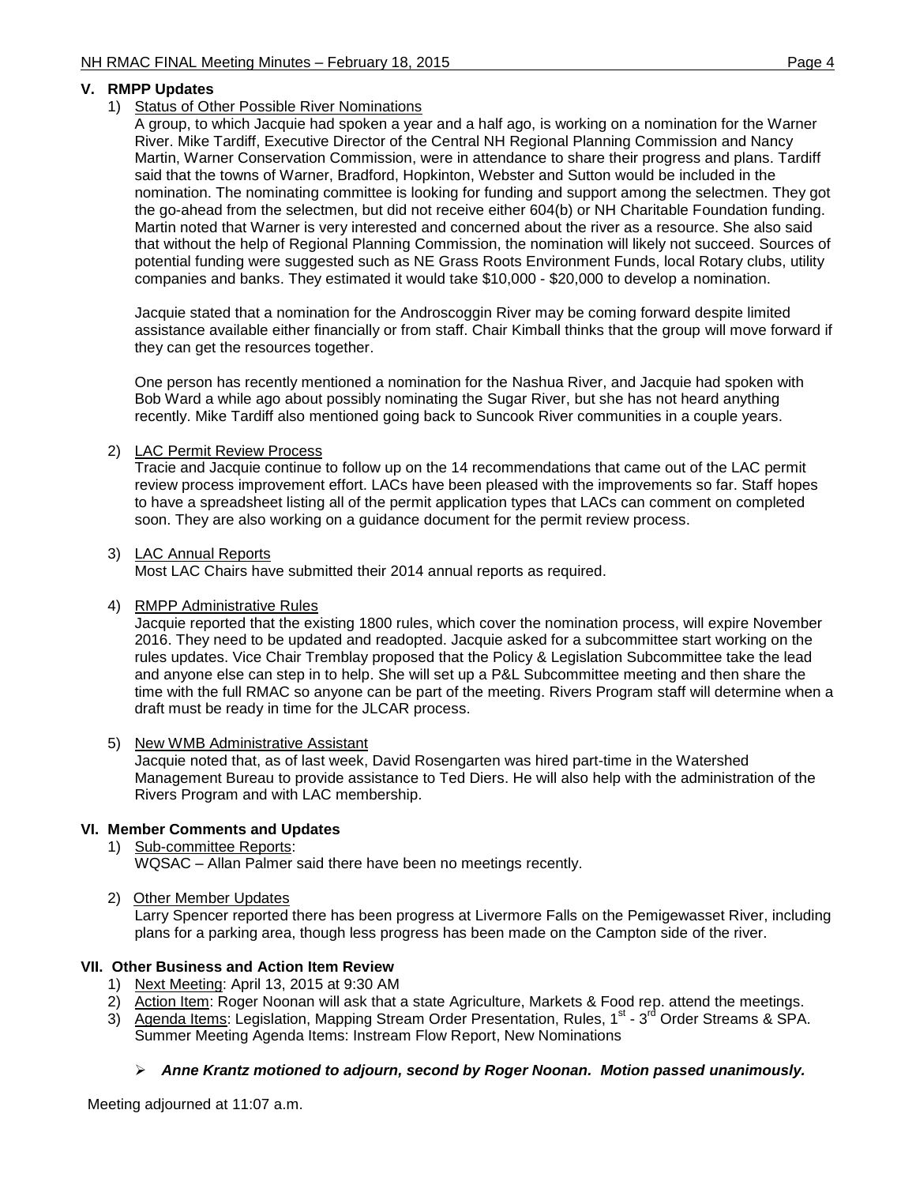## V. RMPP Updates

1) Status of Other Possible River Nominations

   A group, to which Jacquie had spoken a year and a half ago, is working on a nomination for the Warner River. Mike Tardiff, Executive Director of the Central NH Regional Planning Commission and Nancy Martin, Warner Conservation Commission, were in attendance to share their progress and plans. Tardiff said that the towns of Warner, Bradford, Hopkinton, Webster and Sutton would be included in the nomination. The nominating committee is looking for funding and support among the selectmen. They got the go-ahead from the selectmen, but did not receive either 604(b) or NH Charitable Foundation funding. Martin noted that Warner is very interested and concerned about the river as a resource. She also said that without the help of Regional Planning Commission, the nomination will likely not succeed. Sources of potential funding were suggested such as NE Grass Roots Environment Funds, local Rotary clubs, utility companies and banks. They estimated it would take $10,000 - $20,000 to develop a nomination.

   Jacquie stated that a nomination for the Androscoggin River may be coming forward despite limited assistance available either financially or from staff. Chair Kimball thinks that the group will move forward if they can get the resources together.

   One person has recently mentioned a nomination for the Nashua River, and Jacquie had spoken with Bob Ward a while ago about possibly nominating the Sugar River, but she has not heard anything recently. Mike Tardiff also mentioned going back to Suncook River communities in a couple years.

2) LAC Permit Review Process

   Tracie and Jacquie continue to follow up on the 14 recommendations that came out of the LAC permit review process improvement effort. LACs have been pleased with the improvements so far. Staff hopes to have a spreadsheet listing all of the permit application types that LACs can comment on completed soon. They are also working on a guidance document for the permit review process.

3) LAC Annual Reports

   Most LAC Chairs have submitted their 2014 annual reports as required.

4) RMPP Administrative Rules

   Jacquie reported that the existing 1800 rules, which cover the nomination process, will expire November 2016. They need to be updated and readopted. Jacquie asked for a subcommittee start working on the rules updates. Vice Chair Tremblay proposed that the Policy & Legislation Subcommittee take the lead and anyone else can step in to help. She will set up a P&L Subcommittee meeting and then share the time with the full RMAC so anyone can be part of the meeting. Rivers Program staff will determine when a draft must be ready in time for the JLCAR process.

5) New WMB Administrative Assistant

   Jacquie noted that, as of last week, David Rosengarten was hired part-time in the Watershed Management Bureau to provide assistance to Ted Diers. He will also help with the administration of the Rivers Program and with LAC membership.

## VI. Member Comments and Updates

1) Sub-committee Reports:

   WQSAC – Allan Palmer said there have been no meetings recently.

2) Other Member Updates

   Larry Spencer reported there has been progress at Livermore Falls on the Pemigewasset River, including plans for a parking area, though less progress has been made on the Campton side of the river.

## VII. Other Business and Action Item Review

1) Next Meeting: April 13, 2015 at 9:30 AM
2) Action Item: Roger Noonan will ask that a state Agriculture, Markets & Food rep. attend the meetings.
3) Agenda Items: Legislation, Mapping Stream Order Presentation, Rules, 1st - 3rd Order Streams & SPA. Summer Meeting Agenda Items: Instream Flow Report, New Nominations

   - ***Anne Krantz motioned to adjourn, second by Roger Noonan. Motion passed unanimously.***

Meeting adjourned at 11:07 a.m.